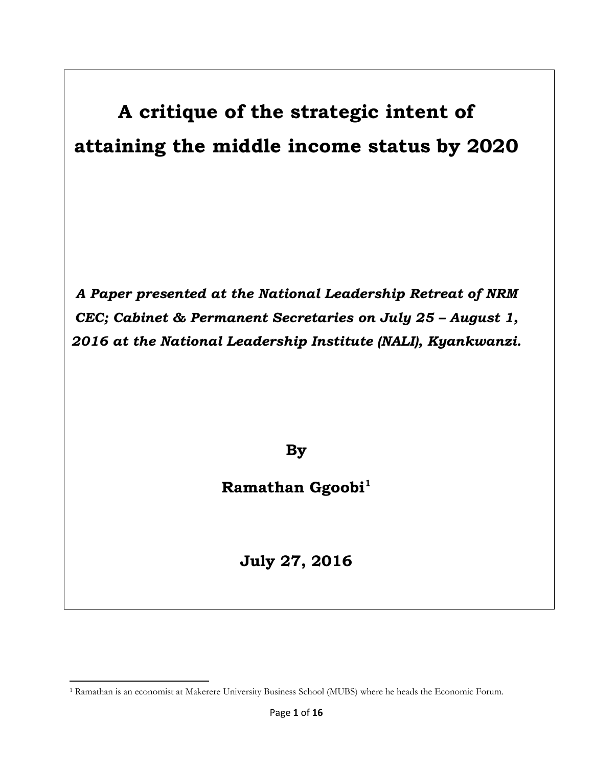# A critique of the strategic intent of attaining the middle income status by 2020

***A Paper presented at the National Leadership Retreat of NRM CEC; Cabinet & Permanent Secretaries on July 25 – August 1, 2016 at the National Leadership Institute (NALI), Kyankwanzi.***

**By**

**Ramathan Ggoobi[1]**

**July 27, 2016**

---

[1] Ramathan is an economist at Makerere University Business School (MUBS) where he heads the Economic Forum.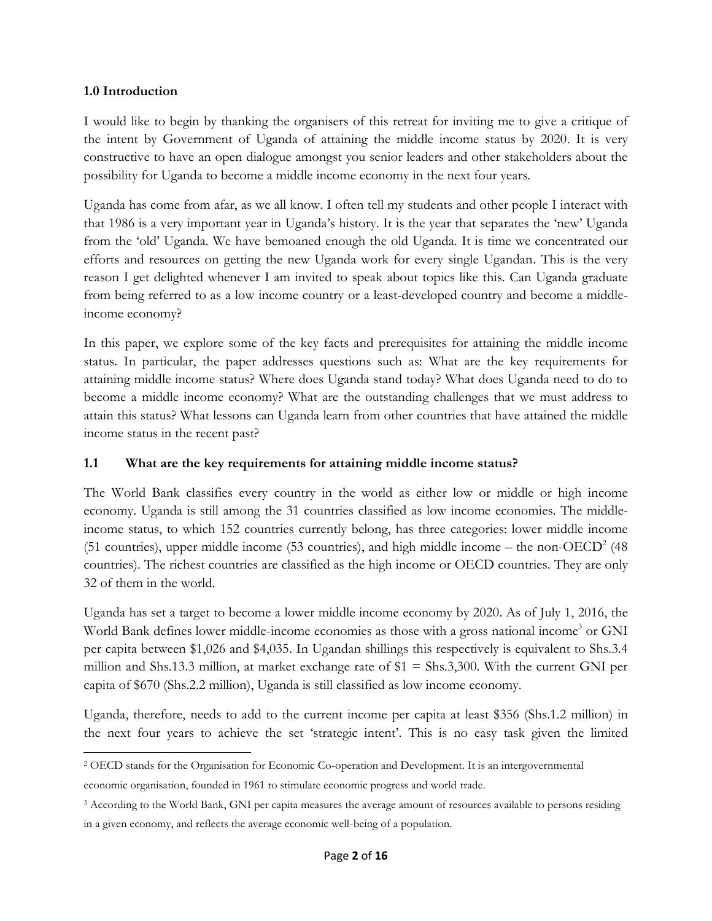## 1.0 Introduction

I would like to begin by thanking the organisers of this retreat for inviting me to give a critique of the intent by Government of Uganda of attaining the middle income status by 2020. It is very constructive to have an open dialogue amongst you senior leaders and other stakeholders about the possibility for Uganda to become a middle income economy in the next four years.

Uganda has come from afar, as we all know. I often tell my students and other people I interact with that 1986 is a very important year in Uganda's history. It is the year that separates the 'new' Uganda from the 'old' Uganda. We have bemoaned enough the old Uganda. It is time we concentrated our efforts and resources on getting the new Uganda work for every single Ugandan. This is the very reason I get delighted whenever I am invited to speak about topics like this. Can Uganda graduate from being referred to as a low income country or a least-developed country and become a middle-income economy?

In this paper, we explore some of the key facts and prerequisites for attaining the middle income status. In particular, the paper addresses questions such as: What are the key requirements for attaining middle income status? Where does Uganda stand today? What does Uganda need to do to become a middle income economy? What are the outstanding challenges that we must address to attain this status? What lessons can Uganda learn from other countries that have attained the middle income status in the recent past?

### 1.1 What are the key requirements for attaining middle income status?

The World Bank classifies every country in the world as either low or middle or high income economy. Uganda is still among the 31 countries classified as low income economies. The middle-income status, to which 152 countries currently belong, has three categories: lower middle income (51 countries), upper middle income (53 countries), and high middle income – the non-OECD[2] (48 countries). The richest countries are classified as the high income or OECD countries. They are only 32 of them in the world.

Uganda has set a target to become a lower middle income economy by 2020. As of July 1, 2016, the World Bank defines lower middle-income economies as those with a gross national income[3] or GNI per capita between \$1,026 and \$4,035. In Ugandan shillings this respectively is equivalent to Shs.3.4 million and Shs.13.3 million, at market exchange rate of \$1 = Shs.3,300. With the current GNI per capita of \$670 (Shs.2.2 million), Uganda is still classified as low income economy.

Uganda, therefore, needs to add to the current income per capita at least \$356 (Shs.1.2 million) in the next four years to achieve the set 'strategic intent'. This is no easy task given the limited

---

[2] OECD stands for the Organisation for Economic Co-operation and Development. It is an intergovernmental economic organisation, founded in 1961 to stimulate economic progress and world trade.

[3] According to the World Bank, GNI per capita measures the average amount of resources available to persons residing in a given economy, and reflects the average economic well-being of a population.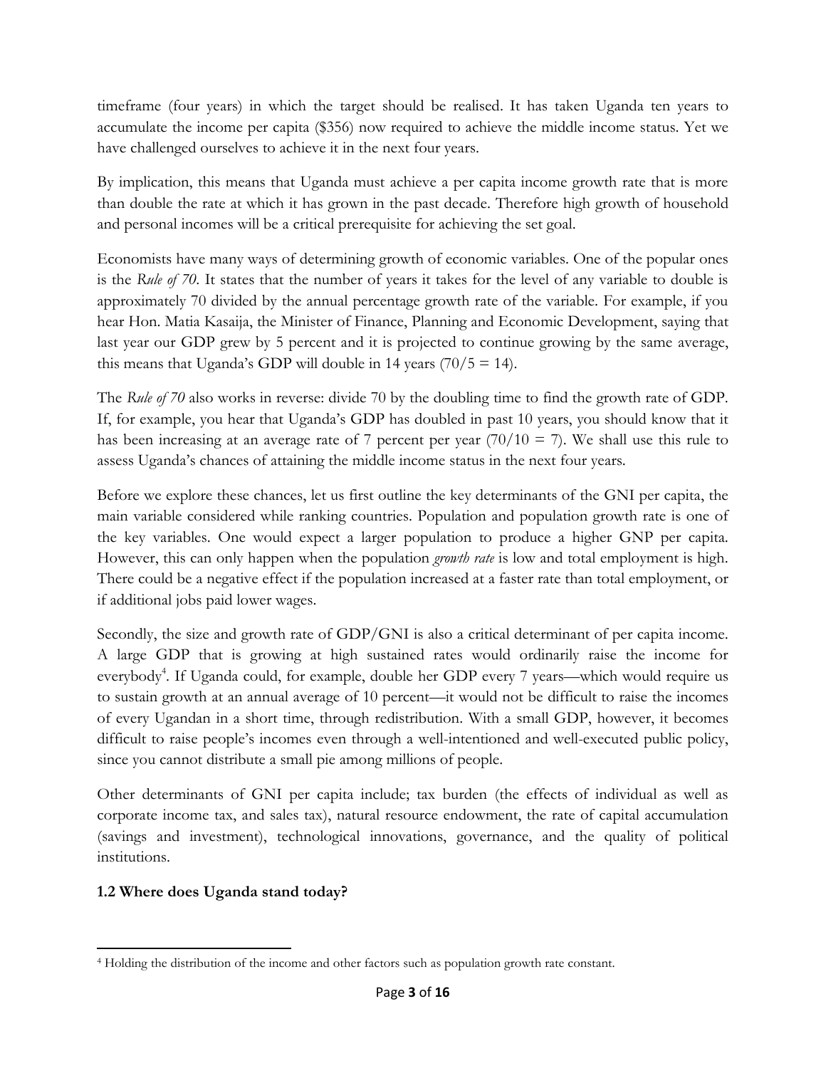timeframe (four years) in which the target should be realised. It has taken Uganda ten years to accumulate the income per capita ($356) now required to achieve the middle income status. Yet we have challenged ourselves to achieve it in the next four years.

By implication, this means that Uganda must achieve a per capita income growth rate that is more than double the rate at which it has grown in the past decade. Therefore high growth of household and personal incomes will be a critical prerequisite for achieving the set goal.

Economists have many ways of determining growth of economic variables. One of the popular ones is the *Rule of 70*. It states that the number of years it takes for the level of any variable to double is approximately 70 divided by the annual percentage growth rate of the variable. For example, if you hear Hon. Matia Kasaija, the Minister of Finance, Planning and Economic Development, saying that last year our GDP grew by 5 percent and it is projected to continue growing by the same average, this means that Uganda's GDP will double in 14 years ($70/5 = 14$).

The *Rule of 70* also works in reverse: divide 70 by the doubling time to find the growth rate of GDP. If, for example, you hear that Uganda's GDP has doubled in past 10 years, you should know that it has been increasing at an average rate of 7 percent per year ($70/10 = 7$). We shall use this rule to assess Uganda's chances of attaining the middle income status in the next four years.

Before we explore these chances, let us first outline the key determinants of the GNI per capita, the main variable considered while ranking countries. Population and population growth rate is one of the key variables. One would expect a larger population to produce a higher GNP per capita. However, this can only happen when the population *growth rate* is low and total employment is high. There could be a negative effect if the population increased at a faster rate than total employment, or if additional jobs paid lower wages.

Secondly, the size and growth rate of GDP/GNI is also a critical determinant of per capita income. A large GDP that is growing at high sustained rates would ordinarily raise the income for everybody[4]. If Uganda could, for example, double her GDP every 7 years—which would require us to sustain growth at an annual average of 10 percent—it would not be difficult to raise the incomes of every Ugandan in a short time, through redistribution. With a small GDP, however, it becomes difficult to raise people's incomes even through a well-intentioned and well-executed public policy, since you cannot distribute a small pie among millions of people.

Other determinants of GNI per capita include; tax burden (the effects of individual as well as corporate income tax, and sales tax), natural resource endowment, the rate of capital accumulation (savings and investment), technological innovations, governance, and the quality of political institutions.

### 1.2 Where does Uganda stand today?

---

[4] Holding the distribution of the income and other factors such as population growth rate constant.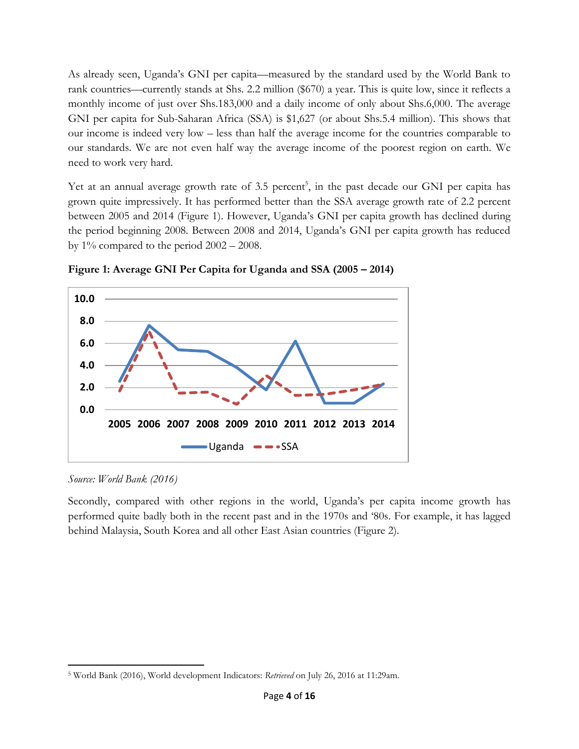As already seen, Uganda's GNI per capita—measured by the standard used by the World Bank to rank countries—currently stands at Shs. 2.2 million ($670) a year. This is quite low, since it reflects a monthly income of just over Shs.183,000 and a daily income of only about Shs.6,000. The average GNI per capita for Sub-Saharan Africa (SSA) is $1,627 (or about Shs.5.4 million). This shows that our income is indeed very low – less than half the average income for the countries comparable to our standards. We are not even half way the average income of the poorest region on earth. We need to work very hard.

Yet at an annual average growth rate of 3.5 percent[5], in the past decade our GNI per capita has grown quite impressively. It has performed better than the SSA average growth rate of 2.2 percent between 2005 and 2014 (Figure 1). However, Uganda's GNI per capita growth has declined during the period beginning 2008. Between 2008 and 2014, Uganda's GNI per capita growth has reduced by 1% compared to the period 2002 – 2008.

**Figure 1: Average GNI Per Capita for Uganda and SSA (2005 – 2014)**

*Source: World Bank (2016)*

Secondly, compared with other regions in the world, Uganda's per capita income growth has performed quite badly both in the recent past and in the 1970s and '80s. For example, it has lagged behind Malaysia, South Korea and all other East Asian countries (Figure 2).

[5] World Bank (2016), World development Indicators: *Retrieved* on July 26, 2016 at 11:29am.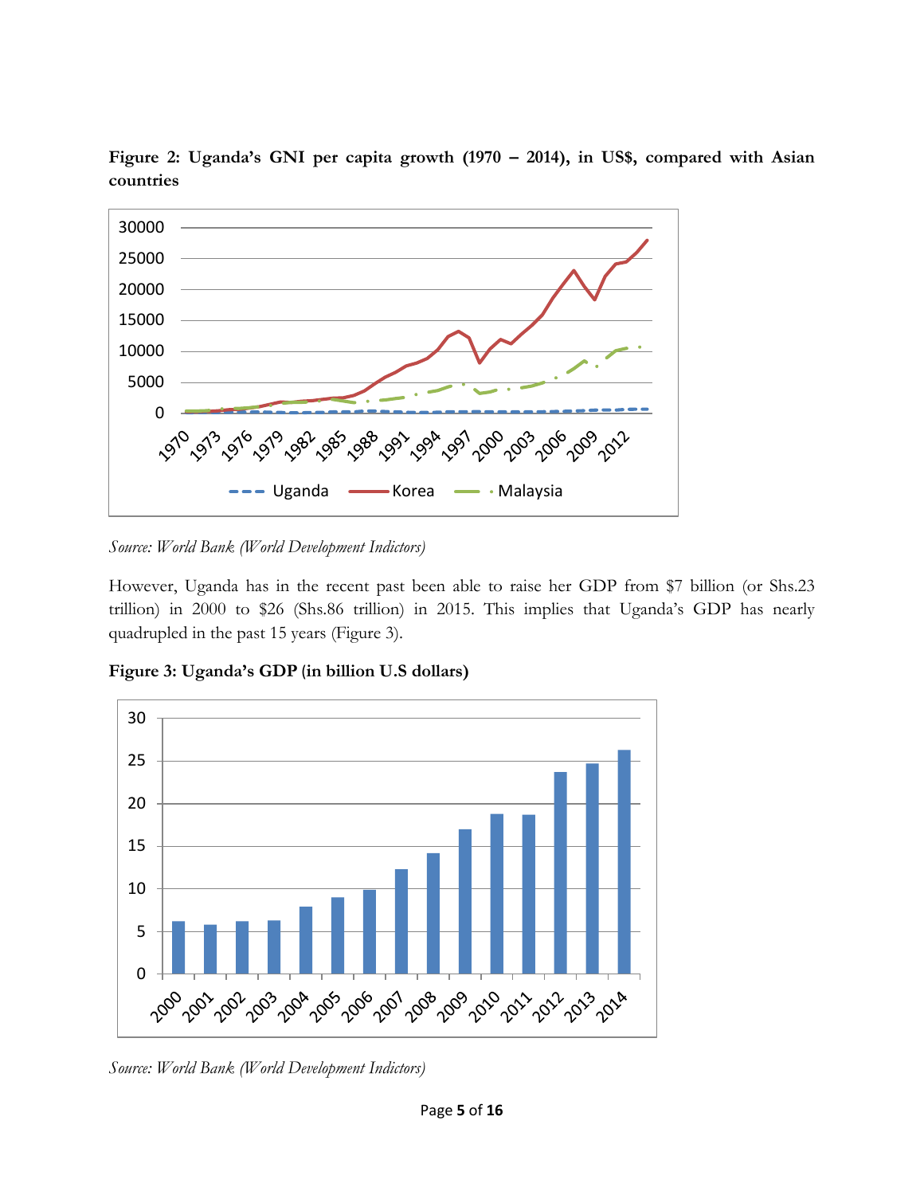**Figure 2: Uganda's GNI per capita growth (1970 – 2014), in US$, compared with Asian countries**

*Source: World Bank (World Development Indictors)*

However, Uganda has in the recent past been able to raise her GDP from $7 billion (or Shs.23 trillion) in 2000 to $26 (Shs.86 trillion) in 2015. This implies that Uganda's GDP has nearly quadrupled in the past 15 years (Figure 3).

**Figure 3: Uganda's GDP (in billion U.S dollars)**

*Source: World Bank (World Development Indictors)*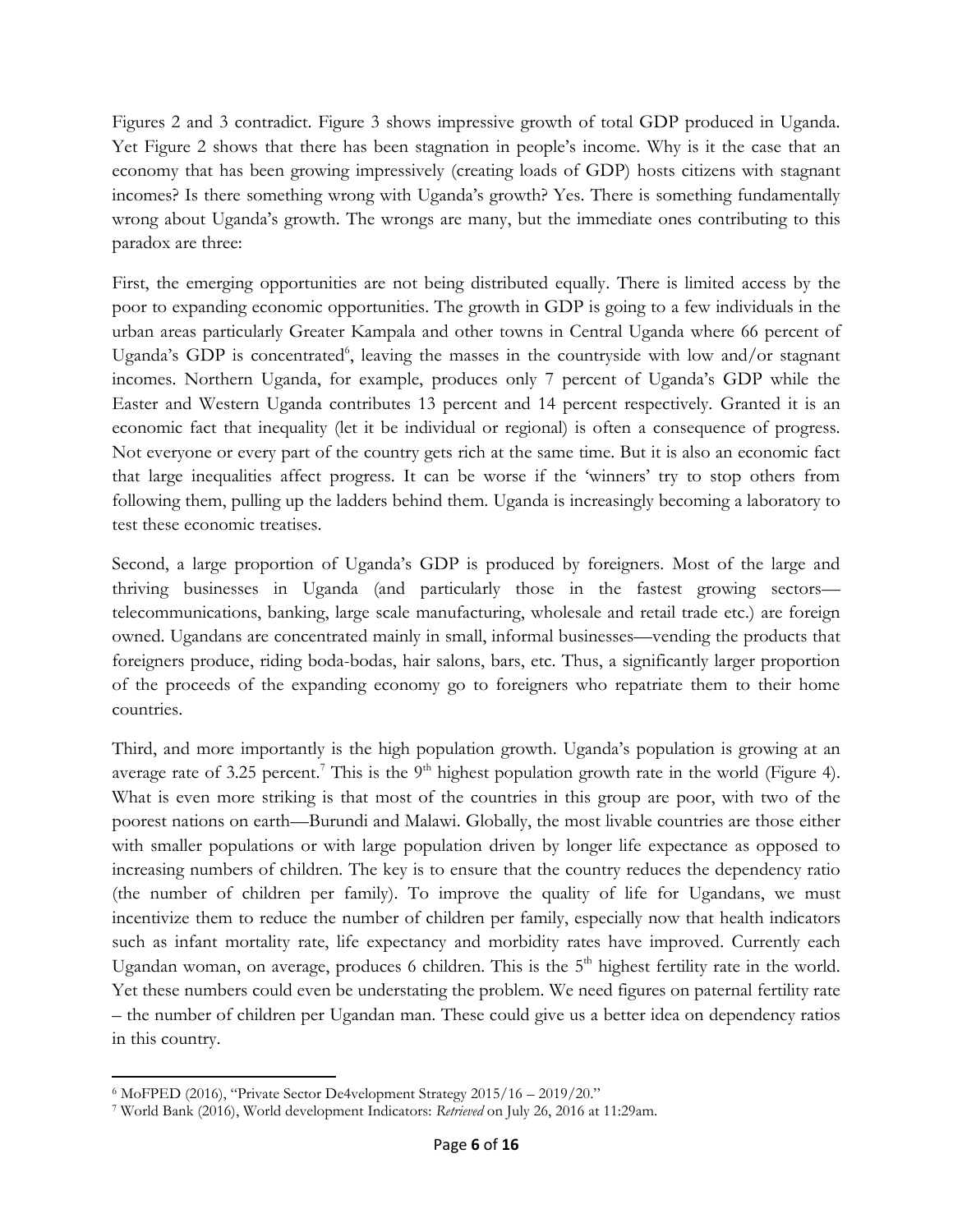Figures 2 and 3 contradict. Figure 3 shows impressive growth of total GDP produced in Uganda. Yet Figure 2 shows that there has been stagnation in people's income. Why is it the case that an economy that has been growing impressively (creating loads of GDP) hosts citizens with stagnant incomes? Is there something wrong with Uganda's growth? Yes. There is something fundamentally wrong about Uganda's growth. The wrongs are many, but the immediate ones contributing to this paradox are three:

First, the emerging opportunities are not being distributed equally. There is limited access by the poor to expanding economic opportunities. The growth in GDP is going to a few individuals in the urban areas particularly Greater Kampala and other towns in Central Uganda where 66 percent of Uganda's GDP is concentrated[6], leaving the masses in the countryside with low and/or stagnant incomes. Northern Uganda, for example, produces only 7 percent of Uganda's GDP while the Easter and Western Uganda contributes 13 percent and 14 percent respectively. Granted it is an economic fact that inequality (let it be individual or regional) is often a consequence of progress. Not everyone or every part of the country gets rich at the same time. But it is also an economic fact that large inequalities affect progress. It can be worse if the 'winners' try to stop others from following them, pulling up the ladders behind them. Uganda is increasingly becoming a laboratory to test these economic treatises.

Second, a large proportion of Uganda's GDP is produced by foreigners. Most of the large and thriving businesses in Uganda (and particularly those in the fastest growing sectors—telecommunications, banking, large scale manufacturing, wholesale and retail trade etc.) are foreign owned. Ugandans are concentrated mainly in small, informal businesses—vending the products that foreigners produce, riding boda-bodas, hair salons, bars, etc. Thus, a significantly larger proportion of the proceeds of the expanding economy go to foreigners who repatriate them to their home countries.

Third, and more importantly is the high population growth. Uganda's population is growing at an average rate of 3.25 percent.[7] This is the 9th highest population growth rate in the world (Figure 4). What is even more striking is that most of the countries in this group are poor, with two of the poorest nations on earth—Burundi and Malawi. Globally, the most livable countries are those either with smaller populations or with large population driven by longer life expectance as opposed to increasing numbers of children. The key is to ensure that the country reduces the dependency ratio (the number of children per family). To improve the quality of life for Ugandans, we must incentivize them to reduce the number of children per family, especially now that health indicators such as infant mortality rate, life expectancy and morbidity rates have improved. Currently each Ugandan woman, on average, produces 6 children. This is the 5th highest fertility rate in the world. Yet these numbers could even be understating the problem. We need figures on paternal fertility rate – the number of children per Ugandan man. These could give us a better idea on dependency ratios in this country.

---

[6] MoFPED (2016), "Private Sector De4velopment Strategy 2015/16 – 2019/20."

[7] World Bank (2016), World development Indicators: *Retrieved* on July 26, 2016 at 11:29am.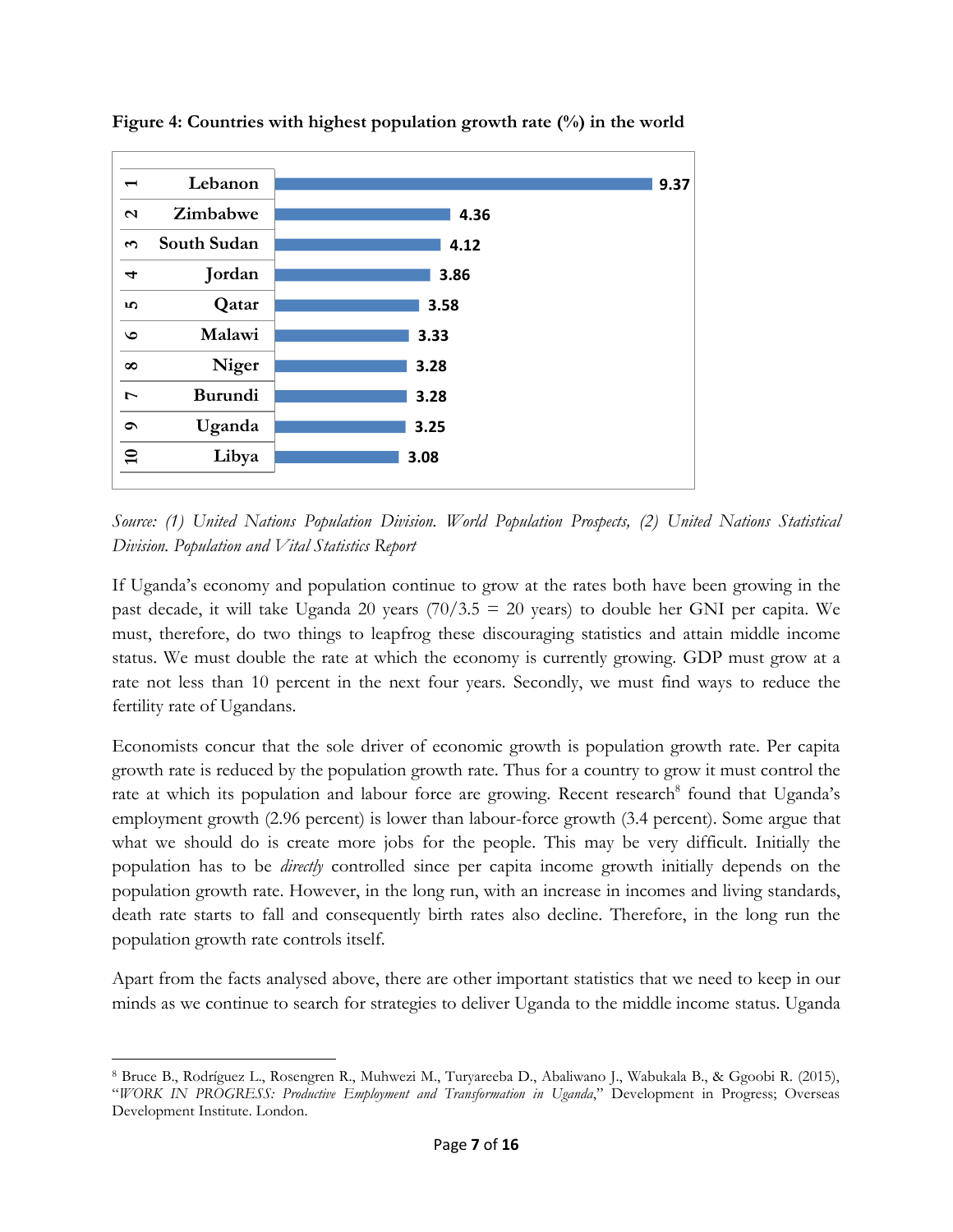**Figure 4: Countries with highest population growth rate (%) in the world**

| Rank | Country | Population growth rate (%) |
|---|---|---|
| 1 | Lebanon | 9.37 |
| 2 | Zimbabwe | 4.36 |
| 3 | South Sudan | 4.12 |
| 4 | Jordan | 3.86 |
| 5 | Qatar | 3.58 |
| 6 | Malawi | 3.33 |
| 8 | Niger | 3.28 |
| 7 | Burundi | 3.28 |
| 9 | Uganda | 3.25 |
| 10 | Libya | 3.08 |

*Source: (1) United Nations Population Division. World Population Prospects, (2) United Nations Statistical Division. Population and Vital Statistics Report*

If Uganda's economy and population continue to grow at the rates both have been growing in the past decade, it will take Uganda 20 years (70/3.5 = 20 years) to double her GNI per capita. We must, therefore, do two things to leapfrog these discouraging statistics and attain middle income status. We must double the rate at which the economy is currently growing. GDP must grow at a rate not less than 10 percent in the next four years. Secondly, we must find ways to reduce the fertility rate of Ugandans.

Economists concur that the sole driver of economic growth is population growth rate. Per capita growth rate is reduced by the population growth rate. Thus for a country to grow it must control the rate at which its population and labour force are growing. Recent research[8] found that Uganda's employment growth (2.96 percent) is lower than labour-force growth (3.4 percent). Some argue that what we should do is create more jobs for the people. This may be very difficult. Initially the population has to be *directly* controlled since per capita income growth initially depends on the population growth rate. However, in the long run, with an increase in incomes and living standards, death rate starts to fall and consequently birth rates also decline. Therefore, in the long run the population growth rate controls itself.

Apart from the facts analysed above, there are other important statistics that we need to keep in our minds as we continue to search for strategies to deliver Uganda to the middle income status. Uganda

---

[8] Bruce B., Rodríguez L., Rosengren R., Muhwezi M., Turyareeba D., Abaliwano J., Wabukala B., & Ggoobi R. (2015), "*WORK IN PROGRESS: Productive Employment and Transformation in Uganda*," Development in Progress; Overseas Development Institute. London.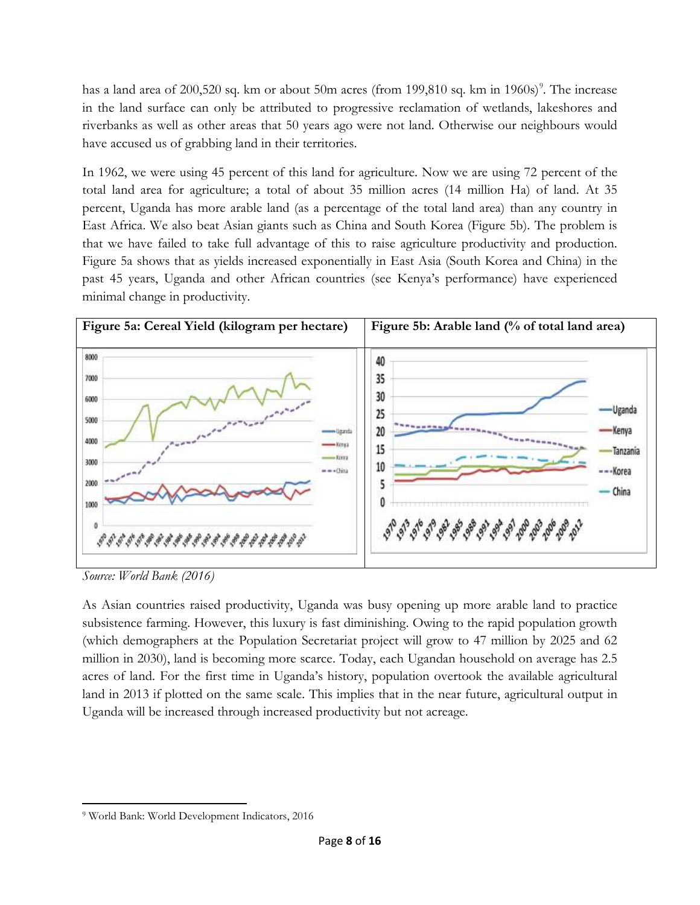has a land area of 200,520 sq. km or about 50m acres (from 199,810 sq. km in 1960s)[9]. The increase in the land surface can only be attributed to progressive reclamation of wetlands, lakeshores and riverbanks as well as other areas that 50 years ago were not land. Otherwise our neighbours would have accused us of grabbing land in their territories.

In 1962, we were using 45 percent of this land for agriculture. Now we are using 72 percent of the total land area for agriculture; a total of about 35 million acres (14 million Ha) of land. At 35 percent, Uganda has more arable land (as a percentage of the total land area) than any country in East Africa. We also beat Asian giants such as China and South Korea (Figure 5b). The problem is that we have failed to take full advantage of this to raise agriculture productivity and production. Figure 5a shows that as yields increased exponentially in East Asia (South Korea and China) in the past 45 years, Uganda and other African countries (see Kenya's performance) have experienced minimal change in productivity.

| **Figure 5a: Cereal Yield (kilogram per hectare)** | **Figure 5b: Arable land (% of total land area)** |
| --- | --- |

*Source: World Bank (2016)*

As Asian countries raised productivity, Uganda was busy opening up more arable land to practice subsistence farming. However, this luxury is fast diminishing. Owing to the rapid population growth (which demographers at the Population Secretariat project will grow to 47 million by 2025 and 62 million in 2030), land is becoming more scarce. Today, each Ugandan household on average has 2.5 acres of land. For the first time in Uganda's history, population overtook the available agricultural land in 2013 if plotted on the same scale. This implies that in the near future, agricultural output in Uganda will be increased through increased productivity but not acreage.

[9] World Bank: World Development Indicators, 2016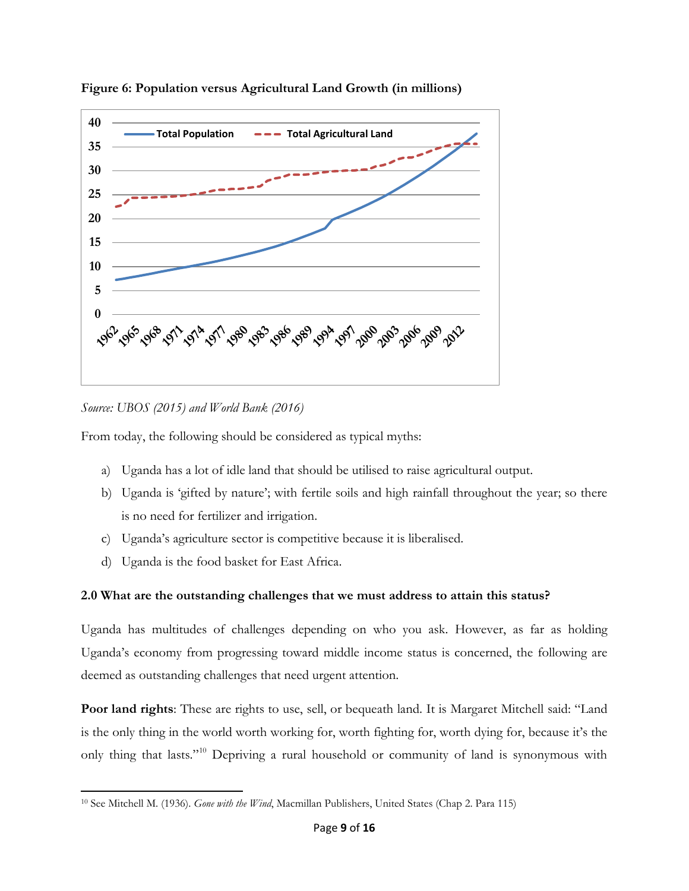**Figure 6: Population versus Agricultural Land Growth (in millions)**

*Source: UBOS (2015) and World Bank (2016)*

From today, the following should be considered as typical myths:

a) Uganda has a lot of idle land that should be utilised to raise agricultural output.
b) Uganda is 'gifted by nature'; with fertile soils and high rainfall throughout the year; so there is no need for fertilizer and irrigation.
c) Uganda's agriculture sector is competitive because it is liberalised.
d) Uganda is the food basket for East Africa.

**2.0 What are the outstanding challenges that we must address to attain this status?**

Uganda has multitudes of challenges depending on who you ask. However, as far as holding Uganda's economy from progressing toward middle income status is concerned, the following are deemed as outstanding challenges that need urgent attention.

**Poor land rights**: These are rights to use, sell, or bequeath land. It is Margaret Mitchell said: "Land is the only thing in the world worth working for, worth fighting for, worth dying for, because it's the only thing that lasts."[10] Depriving a rural household or community of land is synonymous with

[10] See Mitchell M. (1936). *Gone with the Wind*, Macmillan Publishers, United States (Chap 2. Para 115)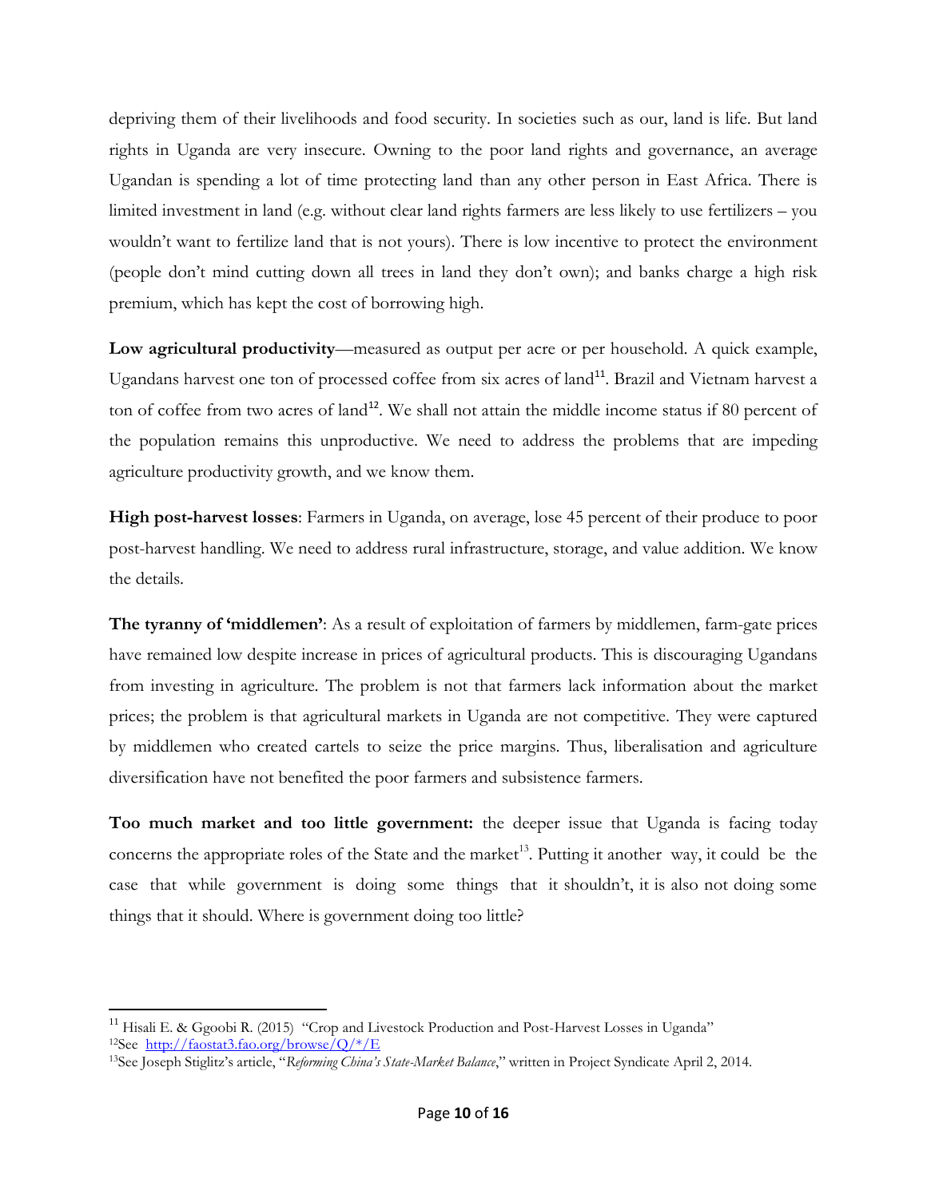depriving them of their livelihoods and food security. In societies such as our, land is life. But land rights in Uganda are very insecure. Owning to the poor land rights and governance, an average Ugandan is spending a lot of time protecting land than any other person in East Africa. There is limited investment in land (e.g. without clear land rights farmers are less likely to use fertilizers – you wouldn't want to fertilize land that is not yours). There is low incentive to protect the environment (people don't mind cutting down all trees in land they don't own); and banks charge a high risk premium, which has kept the cost of borrowing high.

**Low agricultural productivity**—measured as output per acre or per household. A quick example, Ugandans harvest one ton of processed coffee from six acres of land[11]. Brazil and Vietnam harvest a ton of coffee from two acres of land[12]. We shall not attain the middle income status if 80 percent of the population remains this unproductive. We need to address the problems that are impeding agriculture productivity growth, and we know them.

**High post-harvest losses**: Farmers in Uganda, on average, lose 45 percent of their produce to poor post-harvest handling. We need to address rural infrastructure, storage, and value addition. We know the details.

**The tyranny of 'middlemen'**: As a result of exploitation of farmers by middlemen, farm-gate prices have remained low despite increase in prices of agricultural products. This is discouraging Ugandans from investing in agriculture. The problem is not that farmers lack information about the market prices; the problem is that agricultural markets in Uganda are not competitive. They were captured by middlemen who created cartels to seize the price margins. Thus, liberalisation and agriculture diversification have not benefited the poor farmers and subsistence farmers.

**Too much market and too little government:** the deeper issue that Uganda is facing today concerns the appropriate roles of the State and the market[13]. Putting it another way, it could be the case that while government is doing some things that it shouldn't, it is also not doing some things that it should. Where is government doing too little?

---

[11] Hisali E. & Ggoobi R. (2015) "Crop and Livestock Production and Post-Harvest Losses in Uganda"
[12] See http://faostat3.fao.org/browse/Q/*/E
[13] See Joseph Stiglitz's article, "*Reforming China's State-Market Balance*," written in Project Syndicate April 2, 2014.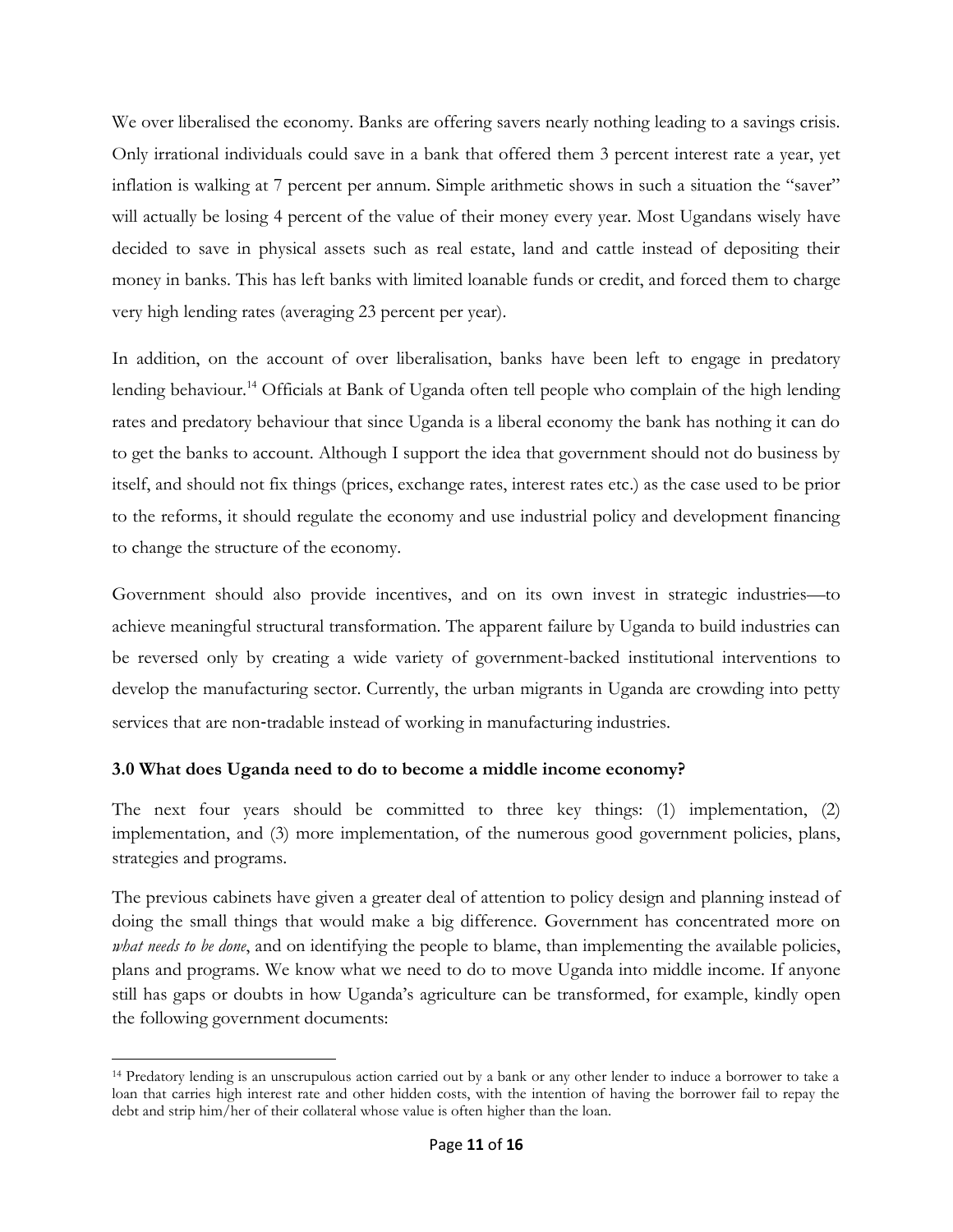We over liberalised the economy. Banks are offering savers nearly nothing leading to a savings crisis. Only irrational individuals could save in a bank that offered them 3 percent interest rate a year, yet inflation is walking at 7 percent per annum. Simple arithmetic shows in such a situation the "saver" will actually be losing 4 percent of the value of their money every year. Most Ugandans wisely have decided to save in physical assets such as real estate, land and cattle instead of depositing their money in banks. This has left banks with limited loanable funds or credit, and forced them to charge very high lending rates (averaging 23 percent per year).

In addition, on the account of over liberalisation, banks have been left to engage in predatory lending behaviour.[14] Officials at Bank of Uganda often tell people who complain of the high lending rates and predatory behaviour that since Uganda is a liberal economy the bank has nothing it can do to get the banks to account. Although I support the idea that government should not do business by itself, and should not fix things (prices, exchange rates, interest rates etc.) as the case used to be prior to the reforms, it should regulate the economy and use industrial policy and development financing to change the structure of the economy.

Government should also provide incentives, and on its own invest in strategic industries—to achieve meaningful structural transformation. The apparent failure by Uganda to build industries can be reversed only by creating a wide variety of government-backed institutional interventions to develop the manufacturing sector. Currently, the urban migrants in Uganda are crowding into petty services that are non-tradable instead of working in manufacturing industries.

### 3.0 What does Uganda need to do to become a middle income economy?

The next four years should be committed to three key things: (1) implementation, (2) implementation, and (3) more implementation, of the numerous good government policies, plans, strategies and programs.

The previous cabinets have given a greater deal of attention to policy design and planning instead of doing the small things that would make a big difference. Government has concentrated more on *what needs to be done*, and on identifying the people to blame, than implementing the available policies, plans and programs. We know what we need to do to move Uganda into middle income. If anyone still has gaps or doubts in how Uganda's agriculture can be transformed, for example, kindly open the following government documents:

---

[14] Predatory lending is an unscrupulous action carried out by a bank or any other lender to induce a borrower to take a loan that carries high interest rate and other hidden costs, with the intention of having the borrower fail to repay the debt and strip him/her of their collateral whose value is often higher than the loan.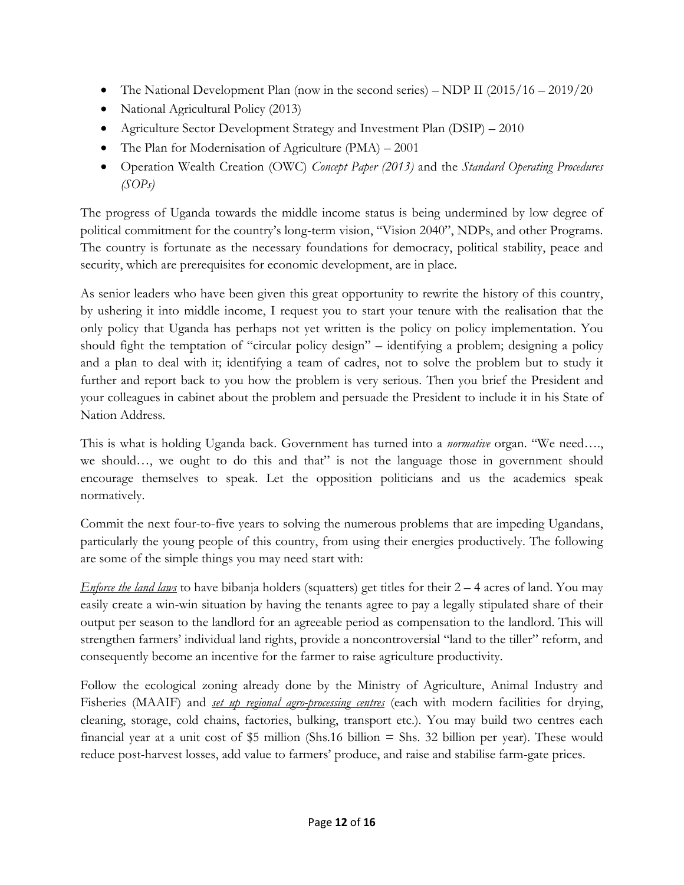- The National Development Plan (now in the second series) – NDP II (2015/16 – 2019/20
- National Agricultural Policy (2013)
- Agriculture Sector Development Strategy and Investment Plan (DSIP) – 2010
- The Plan for Modernisation of Agriculture (PMA) – 2001
- Operation Wealth Creation (OWC) *Concept Paper (2013)* and the *Standard Operating Procedures (SOPs)*

The progress of Uganda towards the middle income status is being undermined by low degree of political commitment for the country's long-term vision, "Vision 2040", NDPs, and other Programs. The country is fortunate as the necessary foundations for democracy, political stability, peace and security, which are prerequisites for economic development, are in place.

As senior leaders who have been given this great opportunity to rewrite the history of this country, by ushering it into middle income, I request you to start your tenure with the realisation that the only policy that Uganda has perhaps not yet written is the policy on policy implementation. You should fight the temptation of "circular policy design" – identifying a problem; designing a policy and a plan to deal with it; identifying a team of cadres, not to solve the problem but to study it further and report back to you how the problem is very serious. Then you brief the President and your colleagues in cabinet about the problem and persuade the President to include it in his State of Nation Address.

This is what is holding Uganda back. Government has turned into a *normative* organ. "We need…., we should…, we ought to do this and that" is not the language those in government should encourage themselves to speak. Let the opposition politicians and us the academics speak normatively.

Commit the next four-to-five years to solving the numerous problems that are impeding Ugandans, particularly the young people of this country, from using their energies productively. The following are some of the simple things you may need start with:

<u>*Enforce the land laws*</u> to have bibanja holders (squatters) get titles for their 2 – 4 acres of land. You may easily create a win-win situation by having the tenants agree to pay a legally stipulated share of their output per season to the landlord for an agreeable period as compensation to the landlord. This will strengthen farmers' individual land rights, provide a noncontroversial "land to the tiller" reform, and consequently become an incentive for the farmer to raise agriculture productivity.

Follow the ecological zoning already done by the Ministry of Agriculture, Animal Industry and Fisheries (MAAIF) and <u>*set up regional agro-processing centres*</u> (each with modern facilities for drying, cleaning, storage, cold chains, factories, bulking, transport etc.). You may build two centres each financial year at a unit cost of $5 million (Shs.16 billion = Shs. 32 billion per year). These would reduce post-harvest losses, add value to farmers' produce, and raise and stabilise farm-gate prices.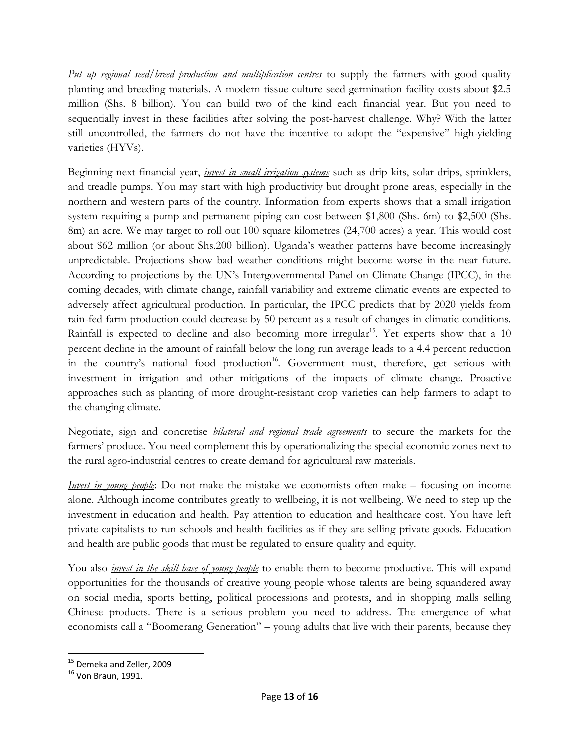*Put up regional seed/breed production and multiplication centres* to supply the farmers with good quality planting and breeding materials. A modern tissue culture seed germination facility costs about $2.5 million (Shs. 8 billion). You can build two of the kind each financial year. But you need to sequentially invest in these facilities after solving the post-harvest challenge. Why? With the latter still uncontrolled, the farmers do not have the incentive to adopt the "expensive" high-yielding varieties (HYVs).

Beginning next financial year, *invest in small irrigation systems* such as drip kits, solar drips, sprinklers, and treadle pumps. You may start with high productivity but drought prone areas, especially in the northern and western parts of the country. Information from experts shows that a small irrigation system requiring a pump and permanent piping can cost between $1,800 (Shs. 6m) to $2,500 (Shs. 8m) an acre. We may target to roll out 100 square kilometres (24,700 acres) a year. This would cost about $62 million (or about Shs.200 billion). Uganda's weather patterns have become increasingly unpredictable. Projections show bad weather conditions might become worse in the near future. According to projections by the UN's Intergovernmental Panel on Climate Change (IPCC), in the coming decades, with climate change, rainfall variability and extreme climatic events are expected to adversely affect agricultural production. In particular, the IPCC predicts that by 2020 yields from rain-fed farm production could decrease by 50 percent as a result of changes in climatic conditions. Rainfall is expected to decline and also becoming more irregular[15]. Yet experts show that a 10 percent decline in the amount of rainfall below the long run average leads to a 4.4 percent reduction in the country's national food production[16]. Government must, therefore, get serious with investment in irrigation and other mitigations of the impacts of climate change. Proactive approaches such as planting of more drought-resistant crop varieties can help farmers to adapt to the changing climate.

Negotiate, sign and concretise *bilateral and regional trade agreements* to secure the markets for the farmers' produce. You need complement this by operationalizing the special economic zones next to the rural agro-industrial centres to create demand for agricultural raw materials.

*Invest in young people*: Do not make the mistake we economists often make – focusing on income alone. Although income contributes greatly to wellbeing, it is not wellbeing. We need to step up the investment in education and health. Pay attention to education and healthcare cost. You have left private capitalists to run schools and health facilities as if they are selling private goods. Education and health are public goods that must be regulated to ensure quality and equity.

You also *invest in the skill base of young people* to enable them to become productive. This will expand opportunities for the thousands of creative young people whose talents are being squandered away on social media, sports betting, political processions and protests, and in shopping malls selling Chinese products. There is a serious problem you need to address. The emergence of what economists call a "Boomerang Generation" – young adults that live with their parents, because they

---

[15] Demeka and Zeller, 2009

[16] Von Braun, 1991.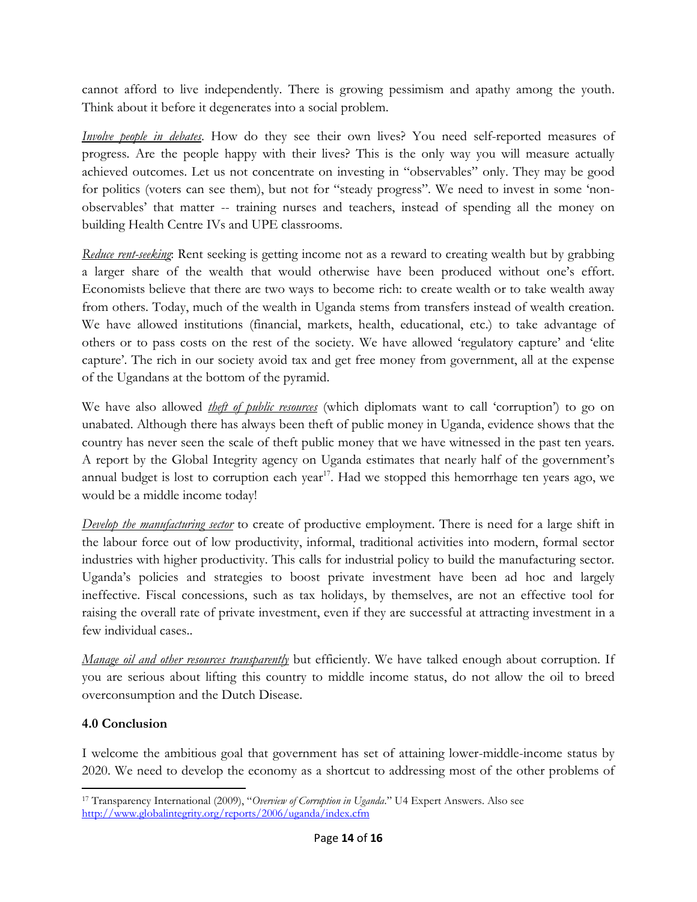cannot afford to live independently. There is growing pessimism and apathy among the youth. Think about it before it degenerates into a social problem.

*Involve people in debates*. How do they see their own lives? You need self-reported measures of progress. Are the people happy with their lives? This is the only way you will measure actually achieved outcomes. Let us not concentrate on investing in "observables" only. They may be good for politics (voters can see them), but not for "steady progress". We need to invest in some 'non-observables' that matter -- training nurses and teachers, instead of spending all the money on building Health Centre IVs and UPE classrooms.

*Reduce rent-seeking*: Rent seeking is getting income not as a reward to creating wealth but by grabbing a larger share of the wealth that would otherwise have been produced without one's effort. Economists believe that there are two ways to become rich: to create wealth or to take wealth away from others. Today, much of the wealth in Uganda stems from transfers instead of wealth creation. We have allowed institutions (financial, markets, health, educational, etc.) to take advantage of others or to pass costs on the rest of the society. We have allowed 'regulatory capture' and 'elite capture'. The rich in our society avoid tax and get free money from government, all at the expense of the Ugandans at the bottom of the pyramid.

We have also allowed *theft of public resources* (which diplomats want to call 'corruption') to go on unabated. Although there has always been theft of public money in Uganda, evidence shows that the country has never seen the scale of theft public money that we have witnessed in the past ten years. A report by the Global Integrity agency on Uganda estimates that nearly half of the government's annual budget is lost to corruption each year[17]. Had we stopped this hemorrhage ten years ago, we would be a middle income today!

*Develop the manufacturing sector* to create of productive employment. There is need for a large shift in the labour force out of low productivity, informal, traditional activities into modern, formal sector industries with higher productivity. This calls for industrial policy to build the manufacturing sector. Uganda's policies and strategies to boost private investment have been ad hoc and largely ineffective. Fiscal concessions, such as tax holidays, by themselves, are not an effective tool for raising the overall rate of private investment, even if they are successful at attracting investment in a few individual cases..

*Manage oil and other resources transparently* but efficiently. We have talked enough about corruption. If you are serious about lifting this country to middle income status, do not allow the oil to breed overconsumption and the Dutch Disease.

**4.0 Conclusion**

I welcome the ambitious goal that government has set of attaining lower-middle-income status by 2020. We need to develop the economy as a shortcut to addressing most of the other problems of

---

[17] Transparency International (2009), "*Overview of Corruption in Uganda*." U4 Expert Answers. Also see http://www.globalintegrity.org/reports/2006/uganda/index.cfm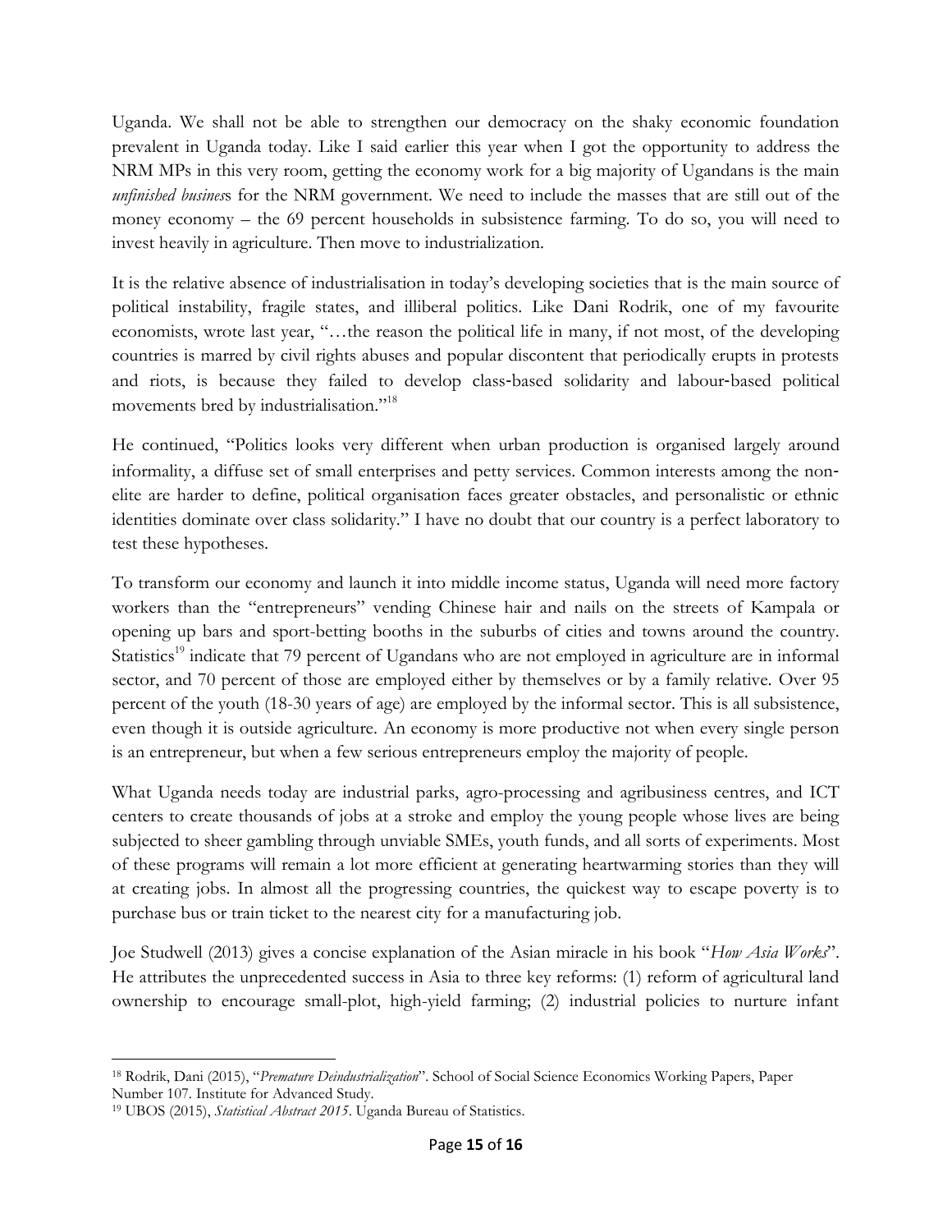Uganda. We shall not be able to strengthen our democracy on the shaky economic foundation prevalent in Uganda today. Like I said earlier this year when I got the opportunity to address the NRM MPs in this very room, getting the economy work for a big majority of Ugandans is the main *unfinished business* for the NRM government. We need to include the masses that are still out of the money economy – the 69 percent households in subsistence farming. To do so, you will need to invest heavily in agriculture. Then move to industrialization.

It is the relative absence of industrialisation in today's developing societies that is the main source of political instability, fragile states, and illiberal politics. Like Dani Rodrik, one of my favourite economists, wrote last year, "…the reason the political life in many, if not most, of the developing countries is marred by civil rights abuses and popular discontent that periodically erupts in protests and riots, is because they failed to develop class-based solidarity and labour-based political movements bred by industrialisation."[18]

He continued, "Politics looks very different when urban production is organised largely around informality, a diffuse set of small enterprises and petty services. Common interests among the non-elite are harder to define, political organisation faces greater obstacles, and personalistic or ethnic identities dominate over class solidarity." I have no doubt that our country is a perfect laboratory to test these hypotheses.

To transform our economy and launch it into middle income status, Uganda will need more factory workers than the "entrepreneurs" vending Chinese hair and nails on the streets of Kampala or opening up bars and sport-betting booths in the suburbs of cities and towns around the country. Statistics[19] indicate that 79 percent of Ugandans who are not employed in agriculture are in informal sector, and 70 percent of those are employed either by themselves or by a family relative. Over 95 percent of the youth (18-30 years of age) are employed by the informal sector. This is all subsistence, even though it is outside agriculture. An economy is more productive not when every single person is an entrepreneur, but when a few serious entrepreneurs employ the majority of people.

What Uganda needs today are industrial parks, agro-processing and agribusiness centres, and ICT centers to create thousands of jobs at a stroke and employ the young people whose lives are being subjected to sheer gambling through unviable SMEs, youth funds, and all sorts of experiments. Most of these programs will remain a lot more efficient at generating heartwarming stories than they will at creating jobs. In almost all the progressing countries, the quickest way to escape poverty is to purchase bus or train ticket to the nearest city for a manufacturing job.

Joe Studwell (2013) gives a concise explanation of the Asian miracle in his book "*How Asia Works*". He attributes the unprecedented success in Asia to three key reforms: (1) reform of agricultural land ownership to encourage small-plot, high-yield farming; (2) industrial policies to nurture infant

---

[18] Rodrik, Dani (2015), "*Premature Deindustrialization*". School of Social Science Economics Working Papers, Paper Number 107. Institute for Advanced Study.

[19] UBOS (2015), *Statistical Abstract 2015*. Uganda Bureau of Statistics.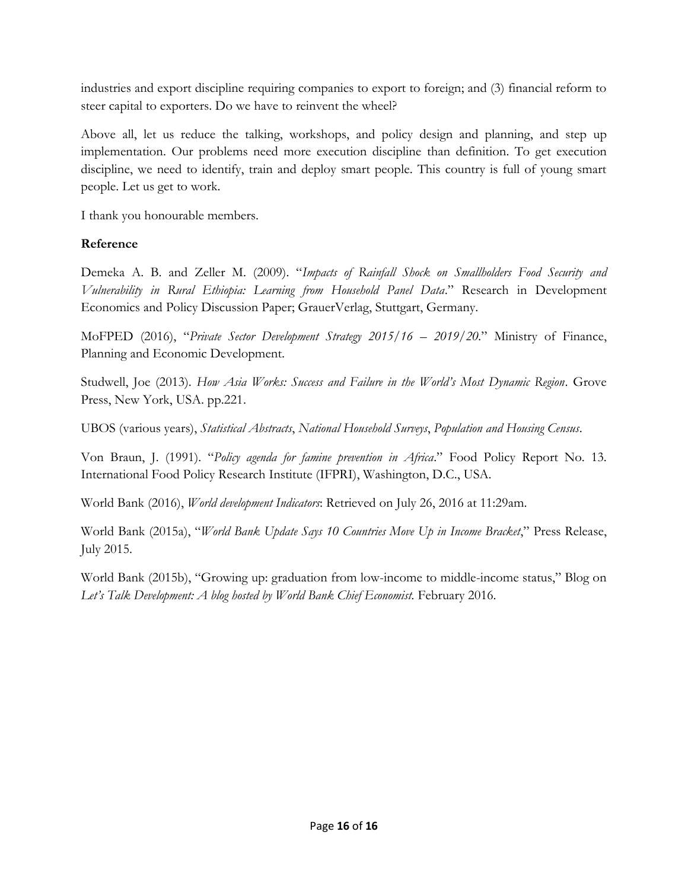industries and export discipline requiring companies to export to foreign; and (3) financial reform to steer capital to exporters. Do we have to reinvent the wheel?

Above all, let us reduce the talking, workshops, and policy design and planning, and step up implementation. Our problems need more execution discipline than definition. To get execution discipline, we need to identify, train and deploy smart people. This country is full of young smart people. Let us get to work.

I thank you honourable members.

## Reference

Demeka A. B. and Zeller M. (2009). "*Impacts of Rainfall Shock on Smallholders Food Security and Vulnerability in Rural Ethiopia: Learning from Household Panel Data*." Research in Development Economics and Policy Discussion Paper; GrauerVerlag, Stuttgart, Germany.

MoFPED (2016), "*Private Sector Development Strategy 2015/16 – 2019/20*." Ministry of Finance, Planning and Economic Development.

Studwell, Joe (2013). *How Asia Works: Success and Failure in the World's Most Dynamic Region*. Grove Press, New York, USA. pp.221.

UBOS (various years), *Statistical Abstracts*, *National Household Surveys*, *Population and Housing Census*.

Von Braun, J. (1991). "*Policy agenda for famine prevention in Africa*." Food Policy Report No. 13. International Food Policy Research Institute (IFPRI), Washington, D.C., USA.

World Bank (2016), *World development Indicators*: Retrieved on July 26, 2016 at 11:29am.

World Bank (2015a), "*World Bank Update Says 10 Countries Move Up in Income Bracket*," Press Release, July 2015.

World Bank (2015b), "Growing up: graduation from low-income to middle-income status," Blog on *Let's Talk Development: A blog hosted by World Bank Chief Economist*. February 2016.